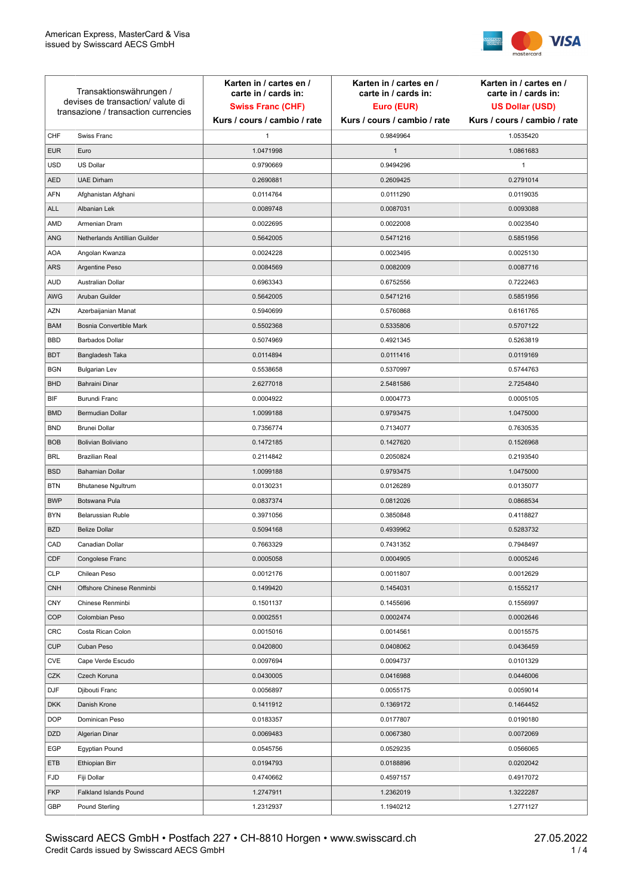American Express, MasterCard & Visa
issued by Swisscard AECS GmbH

| Transaktionswährungen / devises de transaction/ valute di transazione / transaction currencies | | Karten in / cartes en / carte in / cards in: **Swiss Franc (CHF)** Kurs / cours / cambio / rate | Karten in / cartes en / carte in / cards in: **Euro (EUR)** Kurs / cours / cambio / rate | Karten in / cartes en / carte in / cards in: **US Dollar (USD)** Kurs / cours / cambio / rate |
|---|---|---|---|---|
| CHF | Swiss Franc | 1 | 0.9849964 | 1.0535420 |
| EUR | Euro | 1.0471998 | 1 | 1.0861683 |
| USD | US Dollar | 0.9790669 | 0.9494296 | 1 |
| AED | UAE Dirham | 0.2690881 | 0.2609425 | 0.2791014 |
| AFN | Afghanistan Afghani | 0.0114764 | 0.0111290 | 0.0119035 |
| ALL | Albanian Lek | 0.0089748 | 0.0087031 | 0.0093088 |
| AMD | Armenian Dram | 0.0022695 | 0.0022008 | 0.0023540 |
| ANG | Netherlands Antillian Guilder | 0.5642005 | 0.5471216 | 0.5851956 |
| AOA | Angolan Kwanza | 0.0024228 | 0.0023495 | 0.0025130 |
| ARS | Argentine Peso | 0.0084569 | 0.0082009 | 0.0087716 |
| AUD | Australian Dollar | 0.6963343 | 0.6752556 | 0.7222463 |
| AWG | Aruban Guilder | 0.5642005 | 0.5471216 | 0.5851956 |
| AZN | Azerbaijanian Manat | 0.5940699 | 0.5760868 | 0.6161765 |
| BAM | Bosnia Convertible Mark | 0.5502368 | 0.5335806 | 0.5707122 |
| BBD | Barbados Dollar | 0.5074969 | 0.4921345 | 0.5263819 |
| BDT | Bangladesh Taka | 0.0114894 | 0.0111416 | 0.0119169 |
| BGN | Bulgarian Lev | 0.5538658 | 0.5370997 | 0.5744763 |
| BHD | Bahraini Dinar | 2.6277018 | 2.5481586 | 2.7254840 |
| BIF | Burundi Franc | 0.0004922 | 0.0004773 | 0.0005105 |
| BMD | Bermudian Dollar | 1.0099188 | 0.9793475 | 1.0475000 |
| BND | Brunei Dollar | 0.7356774 | 0.7134077 | 0.7630535 |
| BOB | Bolivian Boliviano | 0.1472185 | 0.1427620 | 0.1526968 |
| BRL | Brazilian Real | 0.2114842 | 0.2050824 | 0.2193540 |
| BSD | Bahamian Dollar | 1.0099188 | 0.9793475 | 1.0475000 |
| BTN | Bhutanese Ngultrum | 0.0130231 | 0.0126289 | 0.0135077 |
| BWP | Botswana Pula | 0.0837374 | 0.0812026 | 0.0868534 |
| BYN | Belarussian Ruble | 0.3971056 | 0.3850848 | 0.4118827 |
| BZD | Belize Dollar | 0.5094168 | 0.4939962 | 0.5283732 |
| CAD | Canadian Dollar | 0.7663329 | 0.7431352 | 0.7948497 |
| CDF | Congolese Franc | 0.0005058 | 0.0004905 | 0.0005246 |
| CLP | Chilean Peso | 0.0012176 | 0.0011807 | 0.0012629 |
| CNH | Offshore Chinese Renminbi | 0.1499420 | 0.1454031 | 0.1555217 |
| CNY | Chinese Renminbi | 0.1501137 | 0.1455696 | 0.1556997 |
| COP | Colombian Peso | 0.0002551 | 0.0002474 | 0.0002646 |
| CRC | Costa Rican Colon | 0.0015016 | 0.0014561 | 0.0015575 |
| CUP | Cuban Peso | 0.0420800 | 0.0408062 | 0.0436459 |
| CVE | Cape Verde Escudo | 0.0097694 | 0.0094737 | 0.0101329 |
| CZK | Czech Koruna | 0.0430005 | 0.0416988 | 0.0446006 |
| DJF | Djibouti Franc | 0.0056897 | 0.0055175 | 0.0059014 |
| DKK | Danish Krone | 0.1411912 | 0.1369172 | 0.1464452 |
| DOP | Dominican Peso | 0.0183357 | 0.0177807 | 0.0190180 |
| DZD | Algerian Dinar | 0.0069483 | 0.0067380 | 0.0072069 |
| EGP | Egyptian Pound | 0.0545756 | 0.0529235 | 0.0566065 |
| ETB | Ethiopian Birr | 0.0194793 | 0.0188896 | 0.0202042 |
| FJD | Fiji Dollar | 0.4740662 | 0.4597157 | 0.4917072 |
| FKP | Falkland Islands Pound | 1.2747911 | 1.2362019 | 1.3222287 |
| GBP | Pound Sterling | 1.2312937 | 1.1940212 | 1.2771127 |

Swisscard AECS GmbH • Postfach 227 • CH-8810 Horgen • www.swisscard.ch
Credit Cards issued by Swisscard AECS GmbH

27.05.2022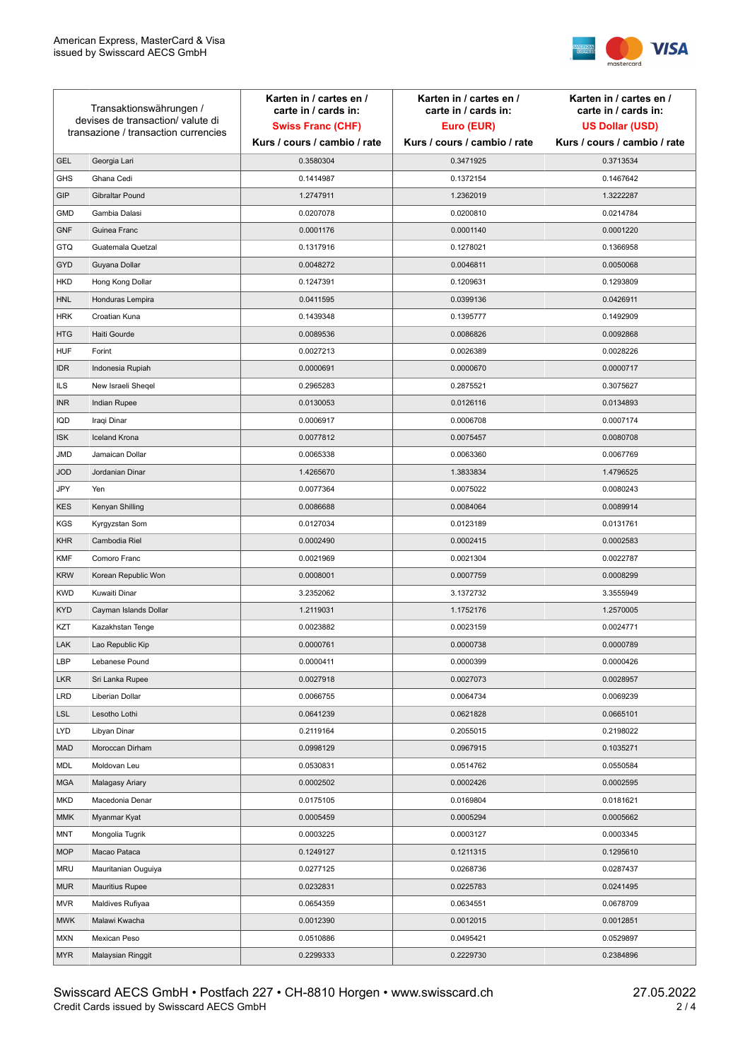| Transaktionswährungen / devises de transaction/ valute di transazione / transaction currencies | | Karten in / cartes en / carte in / cards in: **Swiss Franc (CHF)** Kurs / cours / cambio / rate | Karten in / cartes en / carte in / cards in: **Euro (EUR)** Kurs / cours / cambio / rate | Karten in / cartes en / carte in / cards in: **US Dollar (USD)** Kurs / cours / cambio / rate |
|---|---|---|---|---|
| GEL | Georgia Lari | 0.3580304 | 0.3471925 | 0.3713534 |
| GHS | Ghana Cedi | 0.1414987 | 0.1372154 | 0.1467642 |
| GIP | Gibraltar Pound | 1.2747911 | 1.2362019 | 1.3222287 |
| GMD | Gambia Dalasi | 0.0207078 | 0.0200810 | 0.0214784 |
| GNF | Guinea Franc | 0.0001176 | 0.0001140 | 0.0001220 |
| GTQ | Guatemala Quetzal | 0.1317916 | 0.1278021 | 0.1366958 |
| GYD | Guyana Dollar | 0.0048272 | 0.0046811 | 0.0050068 |
| HKD | Hong Kong Dollar | 0.1247391 | 0.1209631 | 0.1293809 |
| HNL | Honduras Lempira | 0.0411595 | 0.0399136 | 0.0426911 |
| HRK | Croatian Kuna | 0.1439348 | 0.1395777 | 0.1492909 |
| HTG | Haiti Gourde | 0.0089536 | 0.0086826 | 0.0092868 |
| HUF | Forint | 0.0027213 | 0.0026389 | 0.0028226 |
| IDR | Indonesia Rupiah | 0.0000691 | 0.0000670 | 0.0000717 |
| ILS | New Israeli Sheqel | 0.2965283 | 0.2875521 | 0.3075627 |
| INR | Indian Rupee | 0.0130053 | 0.0126116 | 0.0134893 |
| IQD | Iraqi Dinar | 0.0006917 | 0.0006708 | 0.0007174 |
| ISK | Iceland Krona | 0.0077812 | 0.0075457 | 0.0080708 |
| JMD | Jamaican Dollar | 0.0065338 | 0.0063360 | 0.0067769 |
| JOD | Jordanian Dinar | 1.4265670 | 1.3833834 | 1.4796525 |
| JPY | Yen | 0.0077364 | 0.0075022 | 0.0080243 |
| KES | Kenyan Shilling | 0.0086688 | 0.0084064 | 0.0089914 |
| KGS | Kyrgyzstan Som | 0.0127034 | 0.0123189 | 0.0131761 |
| KHR | Cambodia Riel | 0.0002490 | 0.0002415 | 0.0002583 |
| KMF | Comoro Franc | 0.0021969 | 0.0021304 | 0.0022787 |
| KRW | Korean Republic Won | 0.0008001 | 0.0007759 | 0.0008299 |
| KWD | Kuwaiti Dinar | 3.2352062 | 3.1372732 | 3.3555949 |
| KYD | Cayman Islands Dollar | 1.2119031 | 1.1752176 | 1.2570005 |
| KZT | Kazakhstan Tenge | 0.0023882 | 0.0023159 | 0.0024771 |
| LAK | Lao Republic Kip | 0.0000761 | 0.0000738 | 0.0000789 |
| LBP | Lebanese Pound | 0.0000411 | 0.0000399 | 0.0000426 |
| LKR | Sri Lanka Rupee | 0.0027918 | 0.0027073 | 0.0028957 |
| LRD | Liberian Dollar | 0.0066755 | 0.0064734 | 0.0069239 |
| LSL | Lesotho Lothi | 0.0641239 | 0.0621828 | 0.0665101 |
| LYD | Libyan Dinar | 0.2119164 | 0.2055015 | 0.2198022 |
| MAD | Moroccan Dirham | 0.0998129 | 0.0967915 | 0.1035271 |
| MDL | Moldovan Leu | 0.0530831 | 0.0514762 | 0.0550584 |
| MGA | Malagasy Ariary | 0.0002502 | 0.0002426 | 0.0002595 |
| MKD | Macedonia Denar | 0.0175105 | 0.0169804 | 0.0181621 |
| MMK | Myanmar Kyat | 0.0005459 | 0.0005294 | 0.0005662 |
| MNT | Mongolia Tugrik | 0.0003225 | 0.0003127 | 0.0003345 |
| MOP | Macao Pataca | 0.1249127 | 0.1211315 | 0.1295610 |
| MRU | Mauritanian Ouguiya | 0.0277125 | 0.0268736 | 0.0287437 |
| MUR | Mauritius Rupee | 0.0232831 | 0.0225783 | 0.0241495 |
| MVR | Maldives Rufiyaa | 0.0654359 | 0.0634551 | 0.0678709 |
| MWK | Malawi Kwacha | 0.0012390 | 0.0012015 | 0.0012851 |
| MXN | Mexican Peso | 0.0510886 | 0.0495421 | 0.0529897 |
| MYR | Malaysian Ringgit | 0.2299333 | 0.2229730 | 0.2384896 |

Swisscard AECS GmbH • Postfach 227 • CH-8810 Horgen • www.swisscard.ch
Credit Cards issued by Swisscard AECS GmbH

27.05.2022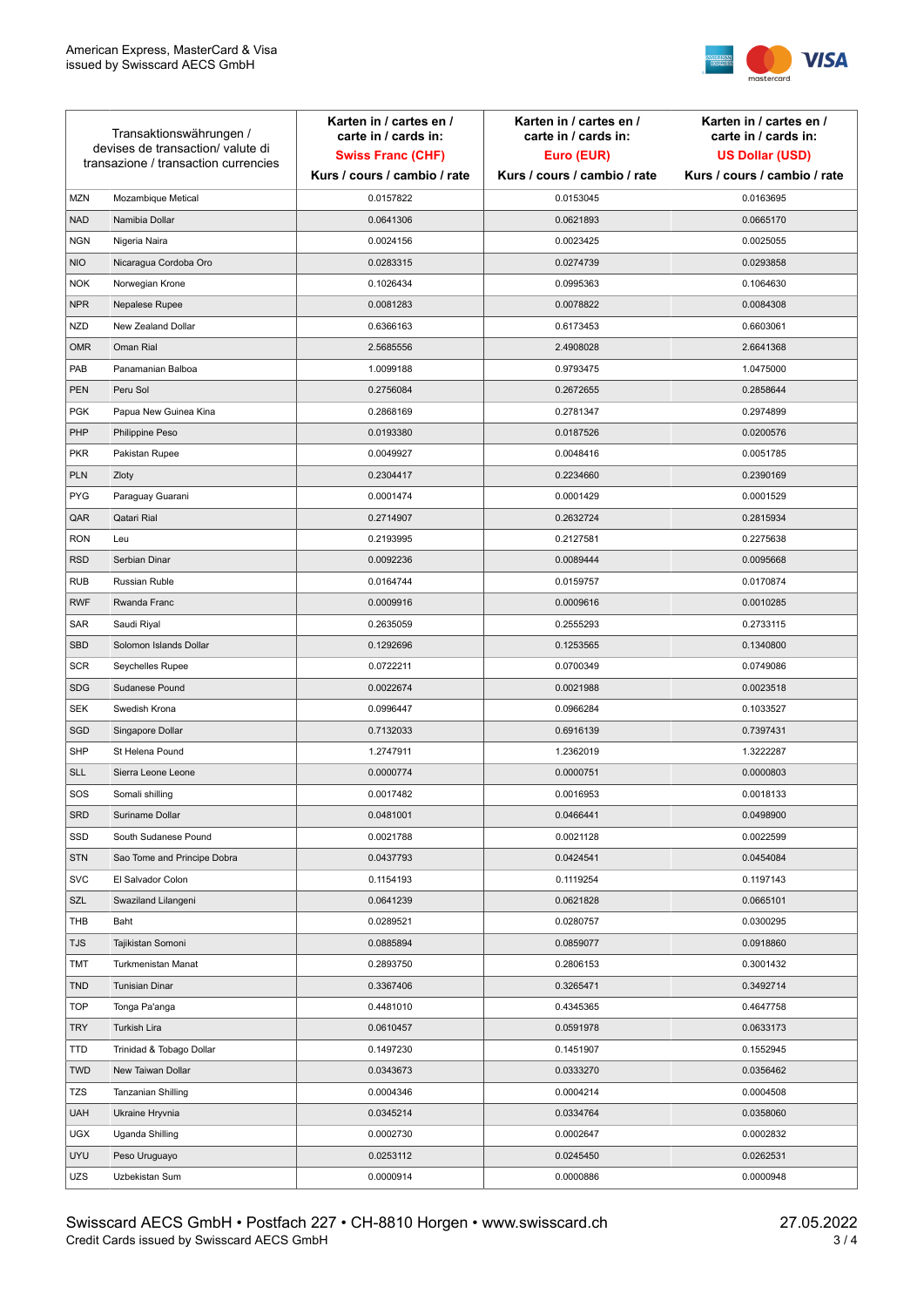| Transaktionswährungen / devises de transaction/ valute di transazione / transaction currencies | | Karten in / cartes en / carte in / cards in: **Swiss Franc (CHF)** Kurs / cours / cambio / rate | Karten in / cartes en / carte in / cards in: **Euro (EUR)** Kurs / cours / cambio / rate | Karten in / cartes en / carte in / cards in: **US Dollar (USD)** Kurs / cours / cambio / rate |
|---|---|---|---|---|
| MZN | Mozambique Metical | 0.0157822 | 0.0153045 | 0.0163695 |
| NAD | Namibia Dollar | 0.0641306 | 0.0621893 | 0.0665170 |
| NGN | Nigeria Naira | 0.0024156 | 0.0023425 | 0.0025055 |
| NIO | Nicaragua Cordoba Oro | 0.0283315 | 0.0274739 | 0.0293858 |
| NOK | Norwegian Krone | 0.1026434 | 0.0995363 | 0.1064630 |
| NPR | Nepalese Rupee | 0.0081283 | 0.0078822 | 0.0084308 |
| NZD | New Zealand Dollar | 0.6366163 | 0.6173453 | 0.6603061 |
| OMR | Oman Rial | 2.5685556 | 2.4908028 | 2.6641368 |
| PAB | Panamanian Balboa | 1.0099188 | 0.9793475 | 1.0475000 |
| PEN | Peru Sol | 0.2756084 | 0.2672655 | 0.2858644 |
| PGK | Papua New Guinea Kina | 0.2868169 | 0.2781347 | 0.2974899 |
| PHP | Philippine Peso | 0.0193380 | 0.0187526 | 0.0200576 |
| PKR | Pakistan Rupee | 0.0049927 | 0.0048416 | 0.0051785 |
| PLN | Zloty | 0.2304417 | 0.2234660 | 0.2390169 |
| PYG | Paraguay Guarani | 0.0001474 | 0.0001429 | 0.0001529 |
| QAR | Qatari Rial | 0.2714907 | 0.2632724 | 0.2815934 |
| RON | Leu | 0.2193995 | 0.2127581 | 0.2275638 |
| RSD | Serbian Dinar | 0.0092236 | 0.0089444 | 0.0095668 |
| RUB | Russian Ruble | 0.0164744 | 0.0159757 | 0.0170874 |
| RWF | Rwanda Franc | 0.0009916 | 0.0009616 | 0.0010285 |
| SAR | Saudi Riyal | 0.2635059 | 0.2555293 | 0.2733115 |
| SBD | Solomon Islands Dollar | 0.1292696 | 0.1253565 | 0.1340800 |
| SCR | Seychelles Rupee | 0.0722211 | 0.0700349 | 0.0749086 |
| SDG | Sudanese Pound | 0.0022674 | 0.0021988 | 0.0023518 |
| SEK | Swedish Krona | 0.0996447 | 0.0966284 | 0.1033527 |
| SGD | Singapore Dollar | 0.7132033 | 0.6916139 | 0.7397431 |
| SHP | St Helena Pound | 1.2747911 | 1.2362019 | 1.3222287 |
| SLL | Sierra Leone Leone | 0.0000774 | 0.0000751 | 0.0000803 |
| SOS | Somali shilling | 0.0017482 | 0.0016953 | 0.0018133 |
| SRD | Suriname Dollar | 0.0481001 | 0.0466441 | 0.0498900 |
| SSD | South Sudanese Pound | 0.0021788 | 0.0021128 | 0.0022599 |
| STN | Sao Tome and Principe Dobra | 0.0437793 | 0.0424541 | 0.0454084 |
| SVC | El Salvador Colon | 0.1154193 | 0.1119254 | 0.1197143 |
| SZL | Swaziland Lilangeni | 0.0641239 | 0.0621828 | 0.0665101 |
| THB | Baht | 0.0289521 | 0.0280757 | 0.0300295 |
| TJS | Tajikistan Somoni | 0.0885894 | 0.0859077 | 0.0918860 |
| TMT | Turkmenistan Manat | 0.2893750 | 0.2806153 | 0.3001432 |
| TND | Tunisian Dinar | 0.3367406 | 0.3265471 | 0.3492714 |
| TOP | Tonga Pa'anga | 0.4481010 | 0.4345365 | 0.4647758 |
| TRY | Turkish Lira | 0.0610457 | 0.0591978 | 0.0633173 |
| TTD | Trinidad & Tobago Dollar | 0.1497230 | 0.1451907 | 0.1552945 |
| TWD | New Taiwan Dollar | 0.0343673 | 0.0333270 | 0.0356462 |
| TZS | Tanzanian Shilling | 0.0004346 | 0.0004214 | 0.0004508 |
| UAH | Ukraine Hryvnia | 0.0345214 | 0.0334764 | 0.0358060 |
| UGX | Uganda Shilling | 0.0002730 | 0.0002647 | 0.0002832 |
| UYU | Peso Uruguayo | 0.0253112 | 0.0245450 | 0.0262531 |
| UZS | Uzbekistan Sum | 0.0000914 | 0.0000886 | 0.0000948 |

Swisscard AECS GmbH • Postfach 227 • CH-8810 Horgen • www.swisscard.ch
Credit Cards issued by Swisscard AECS GmbH

27.05.2022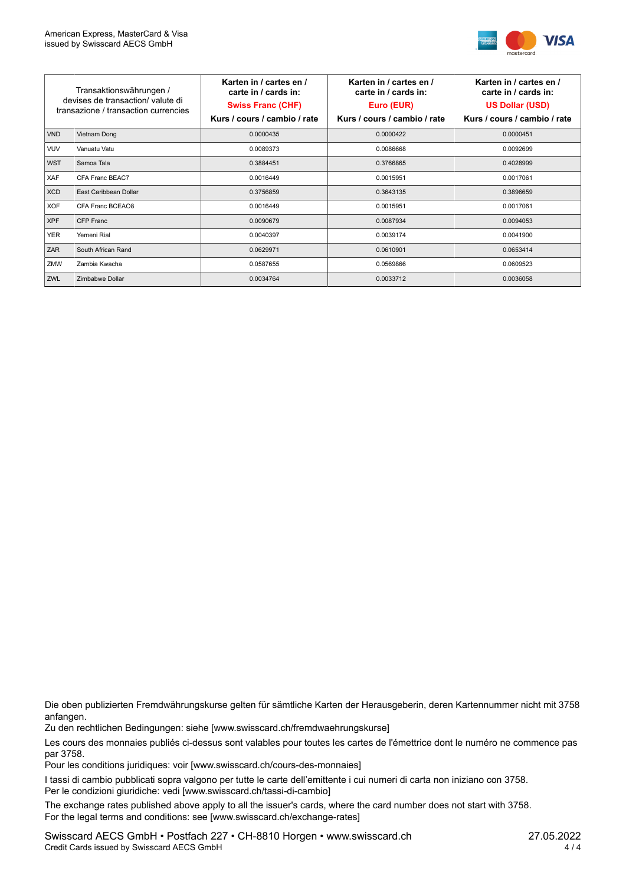| Transaktionswährungen / devises de transaction/ valute di transazione / transaction currencies | | Karten in / cartes en / carte in / cards in: **Swiss Franc (CHF)** Kurs / cours / cambio / rate | Karten in / cartes en / carte in / cards in: **Euro (EUR)** Kurs / cours / cambio / rate | Karten in / cartes en / carte in / cards in: **US Dollar (USD)** Kurs / cours / cambio / rate |
|---|---|---|---|---|
| VND | Vietnam Dong | 0.0000435 | 0.0000422 | 0.0000451 |
| VUV | Vanuatu Vatu | 0.0089373 | 0.0086668 | 0.0092699 |
| WST | Samoa Tala | 0.3884451 | 0.3766865 | 0.4028999 |
| XAF | CFA Franc BEAC7 | 0.0016449 | 0.0015951 | 0.0017061 |
| XCD | East Caribbean Dollar | 0.3756859 | 0.3643135 | 0.3896659 |
| XOF | CFA Franc BCEAO8 | 0.0016449 | 0.0015951 | 0.0017061 |
| XPF | CFP Franc | 0.0090679 | 0.0087934 | 0.0094053 |
| YER | Yemeni Rial | 0.0040397 | 0.0039174 | 0.0041900 |
| ZAR | South African Rand | 0.0629971 | 0.0610901 | 0.0653414 |
| ZMW | Zambia Kwacha | 0.0587655 | 0.0569866 | 0.0609523 |
| ZWL | Zimbabwe Dollar | 0.0034764 | 0.0033712 | 0.0036058 |

Die oben publizierten Fremdwährungskurse gelten für sämtliche Karten der Herausgeberin, deren Kartennummer nicht mit 3758 anfangen.
Zu den rechtlichen Bedingungen: siehe [www.swisscard.ch/fremdwaehrungskurse]

Les cours des monnaies publiés ci-dessus sont valables pour toutes les cartes de l'émettrice dont le numéro ne commence pas par 3758.
Pour les conditions juridiques: voir [www.swisscard.ch/cours-des-monnaies]

I tassi di cambio pubblicati sopra valgono per tutte le carte dell'emittente i cui numeri di carta non iniziano con 3758.
Per le condizioni giuridiche: vedi [www.swisscard.ch/tassi-di-cambio]

The exchange rates published above apply to all the issuer's cards, where the card number does not start with 3758.
For the legal terms and conditions: see [www.swisscard.ch/exchange-rates]

Swisscard AECS GmbH • Postfach 227 • CH-8810 Horgen • www.swisscard.ch
Credit Cards issued by Swisscard AECS GmbH

27.05.2022